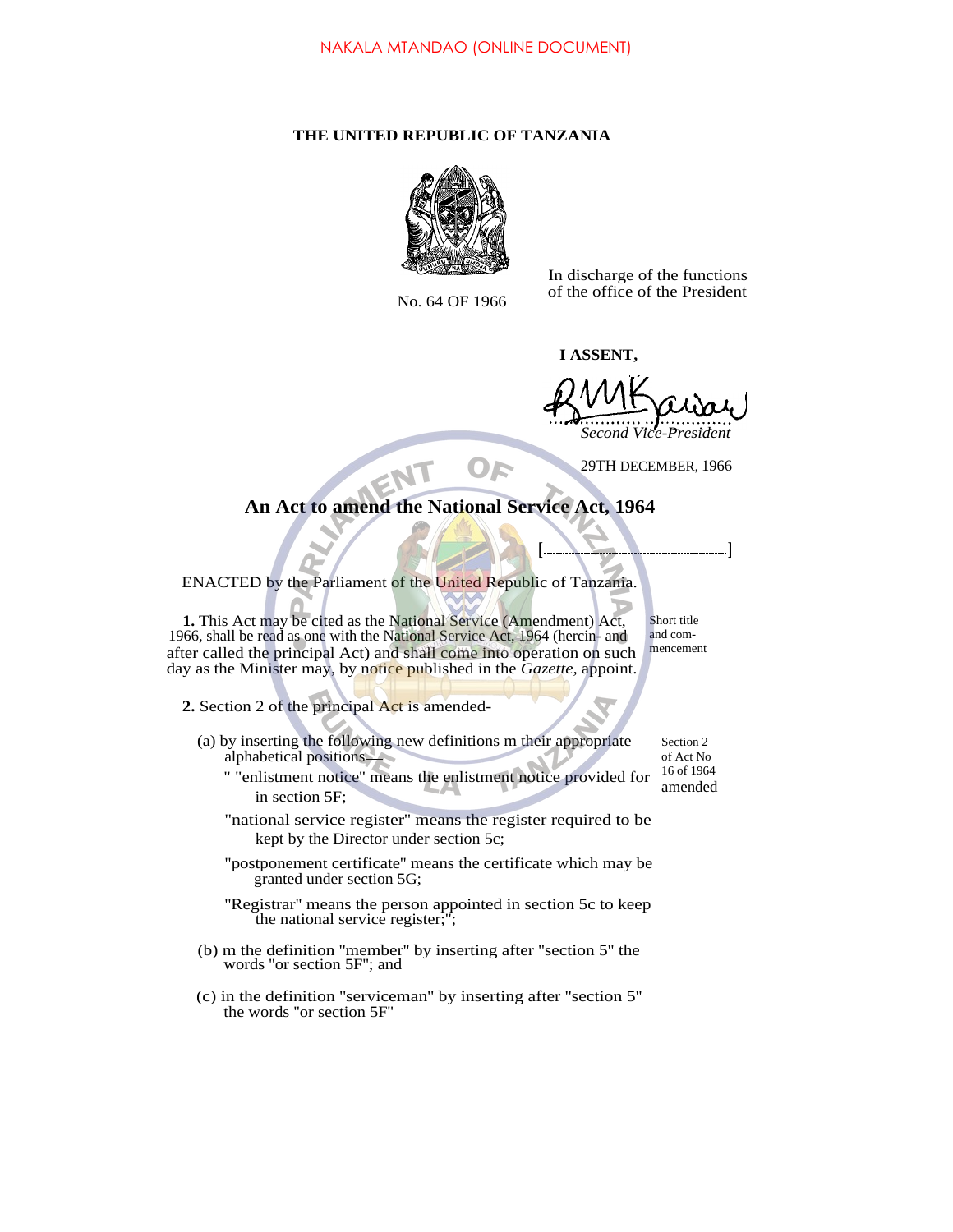NAKALA MTANDAO (ONLINE DOCUMENT)

**THE UNITED REPUBLIC OF TANZANIA**

No. 64 OF 1966

In discharge of the functions of the office of the President

**I ASSENT,**

*Second Vice-President*

29TH DECEMBER, 1966

## An Act to amend the National Service Act, 1964

[..........................................]

ENACTED by the Parliament of the United Republic of Tanzania.

Short title and commencement

**1.** This Act may be cited as the National Service (Amendment) Act, 1966, shall be read as one with the National Service Act, 1964 (hercin- and after called the principal Act) and shall come into operation on such day as the Minister may, by notice published in the *Gazette*, appoint.

Section 2 of Act No 16 of 1964 amended

**2.** Section 2 of the principal Act is amended-

(a) by inserting the following new definitions m their appropriate alphabetical positions—

" "enlistment notice" means the enlistment notice provided for in section 5F;

"national service register" means the register required to be kept by the Director under section 5c;

"postponement certificate" means the certificate which may be granted under section 5G;

"Registrar" means the person appointed in section 5c to keep the national service register;";

(b) m the definition "member" by inserting after "section 5" the words "or section 5F"; and

(c) in the definition "serviceman" by inserting after "section 5" the words "or section 5F"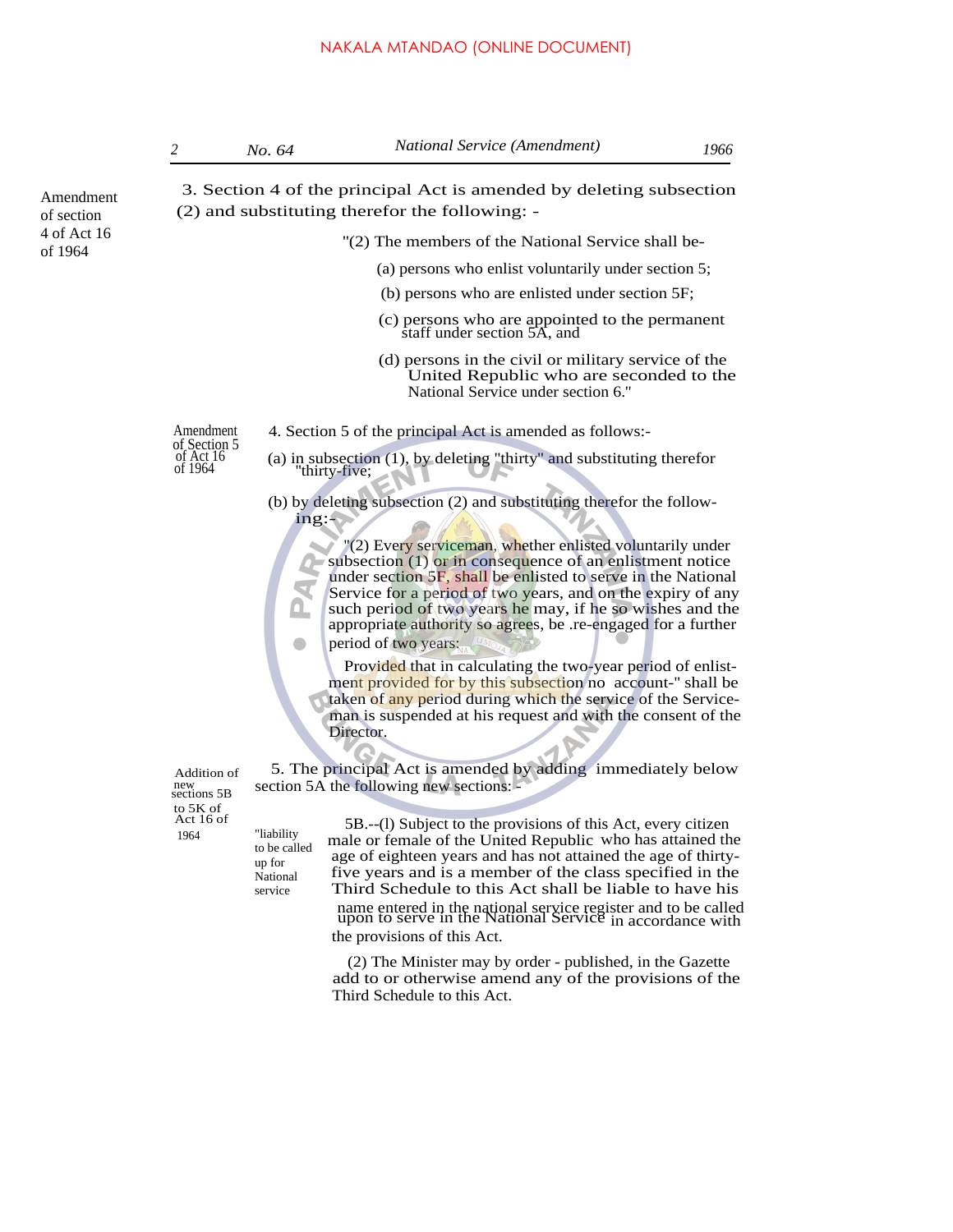Amendment of section 4 of Act 16 of 1964

3. Section 4 of the principal Act is amended by deleting subsection (2) and substituting therefor the following: -

"(2) The members of the National Service shall be-

(a) persons who enlist voluntarily under section 5;

(b) persons who are enlisted under section 5F;

(c) persons who are appointed to the permanent staff under section 5A, and

(d) persons in the civil or military service of the United Republic who are seconded to the National Service under section 6."

Amendment of Section 5 of Act 16 of 1964

4. Section 5 of the principal Act is amended as follows:-

(a) in subsection (1), by deleting "thirty" and substituting therefor "thirty-five;

(b) by deleting subsection (2) and substituting therefor the following:-

"(2) Every serviceman, whether enlisted voluntarily under subsection (1) or in consequence of an enlistment notice under section 5F, shall be enlisted to serve in the National Service for a period of two years, and on the expiry of any such period of two years he may, if he so wishes and the appropriate authority so agrees, be .re-engaged for a further period of two years:

Provided that in calculating the two-year period of enlistment provided for by this subsection no account-" shall be taken of any period during which the service of the Serviceman is suspended at his request and with the consent of the Director.

Addition of new sections 5B to 5K of Act 16 of 1964

5. The principal Act is amended by adding immediately below section 5A the following new sections: -

"liability to be called up for National service

5B.--(l) Subject to the provisions of this Act, every citizen male or female of the United Republic who has attained the age of eighteen years and has not attained the age of thirty-five years and is a member of the class specified in the Third Schedule to this Act shall be liable to have his name entered in the national service register and to be called upon to serve in the National Service in accordance with the provisions of this Act.

(2) The Minister may by order - published, in the Gazette add to or otherwise amend any of the provisions of the Third Schedule to this Act.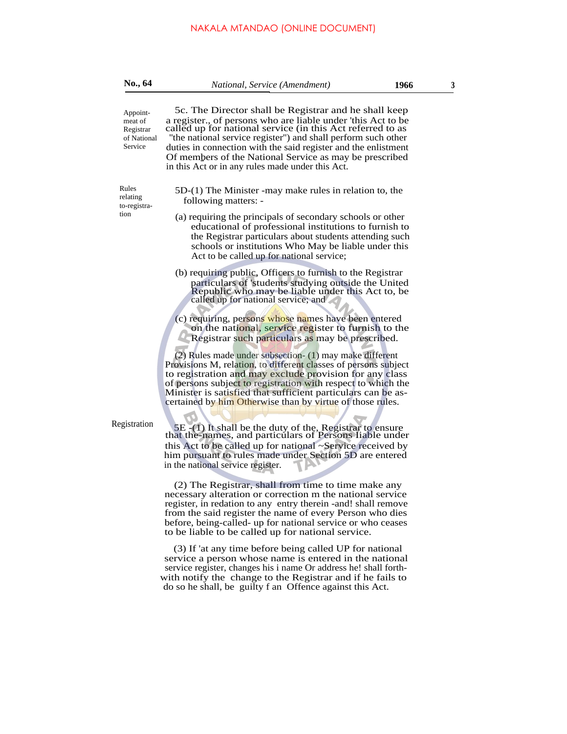Appointment of Registrar of National Service

5c. The Director shall be Registrar and he shall keep a register., of persons who are liable under 'this Act to be called up for national service (in this Act referred to as "the national service register") and shall perform such other duties in connection with the said register and the enlistment Of members of the National Service as may be prescribed in this Act or in any rules made under this Act.

Rules relating to-registration

5D-(1) The Minister -may make rules in relation to, the following matters: -

(a) requiring the principals of secondary schools or other educational of professional institutions to furnish to the Registrar particulars about students attending such schools or institutions Who May be liable under this Act to be called up for national service;

(b) requiring public, Officers to furnish to the Registrar particulars of 'students studying outside the United Republic who may be liable under this Act to, be called up for national service; and

(c) requiring, persons whose names have been entered on the national, service register to furnish to the Registrar such particulars as may be prescribed.

(2) Rules made under subsection- (1) may make different Provisions M, relation, to different classes of persons subject to registration and may exclude provision for any class of persons subject to registration with respect to which the Minister is satisfied that sufficient particulars can be ascertained by him Otherwise than by virtue of those rules.

Registration

5E -(1) It shall be the duty of the, Registrar to ensure that the-names, and particulars of Persons liable under this Act to be called up for national ~Service received by him pursuant to rules made under Section 5D are entered in the national service register.

(2) The Registrar, shall from time to time make any necessary alteration or correction m the national service register, in redation to any entry therein -and! shall remove from the said register the name of every Person who dies before, being-called- up for national service or who ceases to be liable to be called up for national service.

(3) If 'at any time before being called UP for national service a person whose name is entered in the national service register, changes his i name Or address he! shall forthwith notify the change to the Registrar and if he fails to do so he shall, be guilty f an Offence against this Act.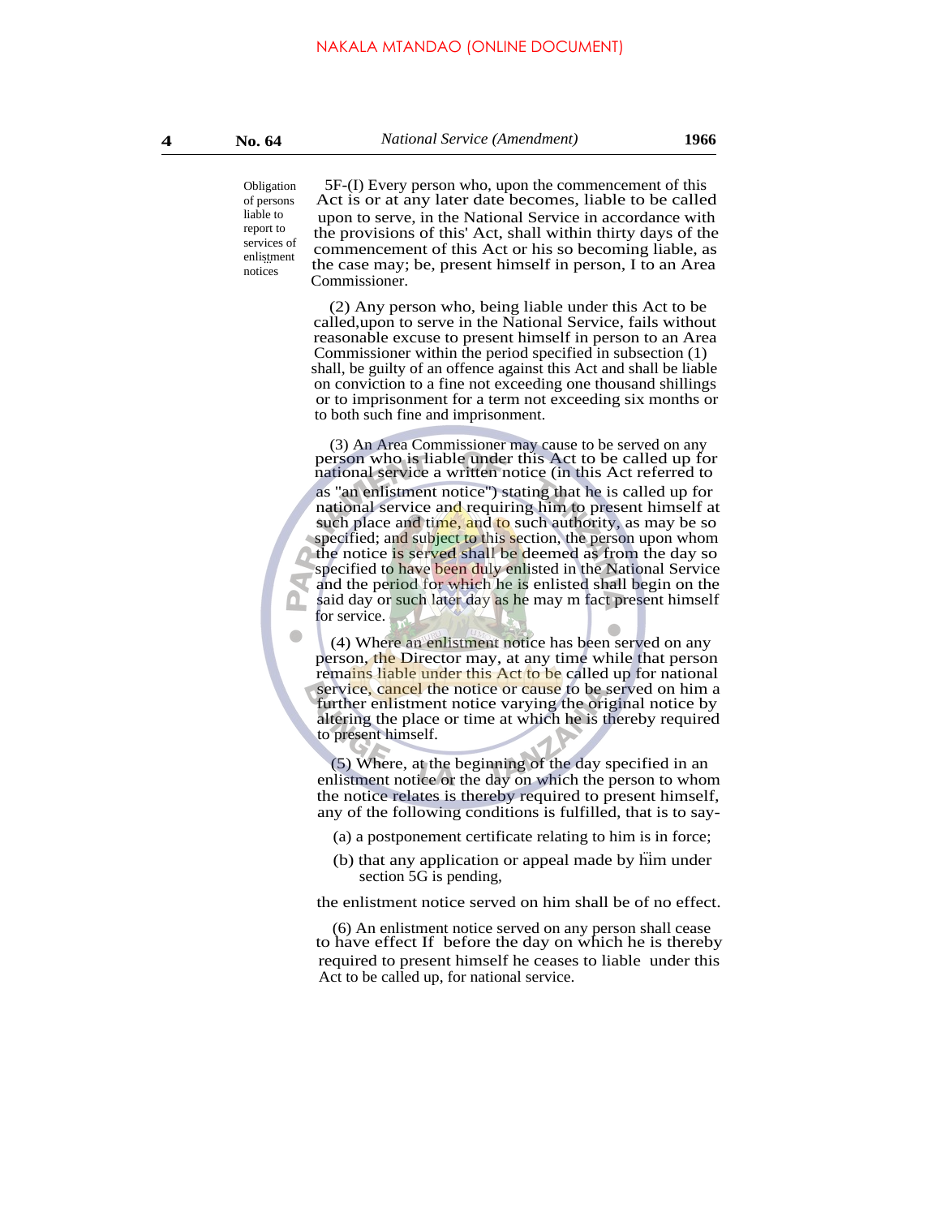Obligation of persons liable to report to services of enlistment notices

5F-(I) Every person who, upon the commencement of this Act is or at any later date becomes, liable to be called upon to serve, in the National Service in accordance with the provisions of this' Act, shall within thirty days of the commencement of this Act or his so becoming liable, as the case may; be, present himself in person, I to an Area Commissioner.

(2) Any person who, being liable under this Act to be called,upon to serve in the National Service, fails without reasonable excuse to present himself in person to an Area Commissioner within the period specified in subsection (1) shall, be guilty of an offence against this Act and shall be liable on conviction to a fine not exceeding one thousand shillings or to imprisonment for a term not exceeding six months or to both such fine and imprisonment.

(3) An Area Commissioner may cause to be served on any person who is liable under this Act to be called up for national service a written notice (in this Act referred to as "an enlistment notice") stating that he is called up for national service and requiring him to present himself at such place and time, and to such authority, as may be so specified; and subject to this section, the person upon whom the notice is served shall be deemed as from the day so specified to have been duly enlisted in the National Service and the period for which he is enlisted shall begin on the said day or such later day as he may m fact present himself for service.

(4) Where an enlistment notice has been served on any person, the Director may, at any time while that person remains liable under this Act to be called up for national service, cancel the notice or cause to be served on him a further enlistment notice varying the original notice by altering the place or time at which he is thereby required to present himself.

(5) Where, at the beginning of the day specified in an enlistment notice or the day on which the person to whom the notice relates is thereby required to present himself, any of the following conditions is fulfilled, that is to say-

(a) a postponement certificate relating to him is in force;

(b) that any application or appeal made by him under section 5G is pending,

the enlistment notice served on him shall be of no effect.

(6) An enlistment notice served on any person shall cease to have effect If before the day on which he is thereby required to present himself he ceases to liable under this Act to be called up, for national service.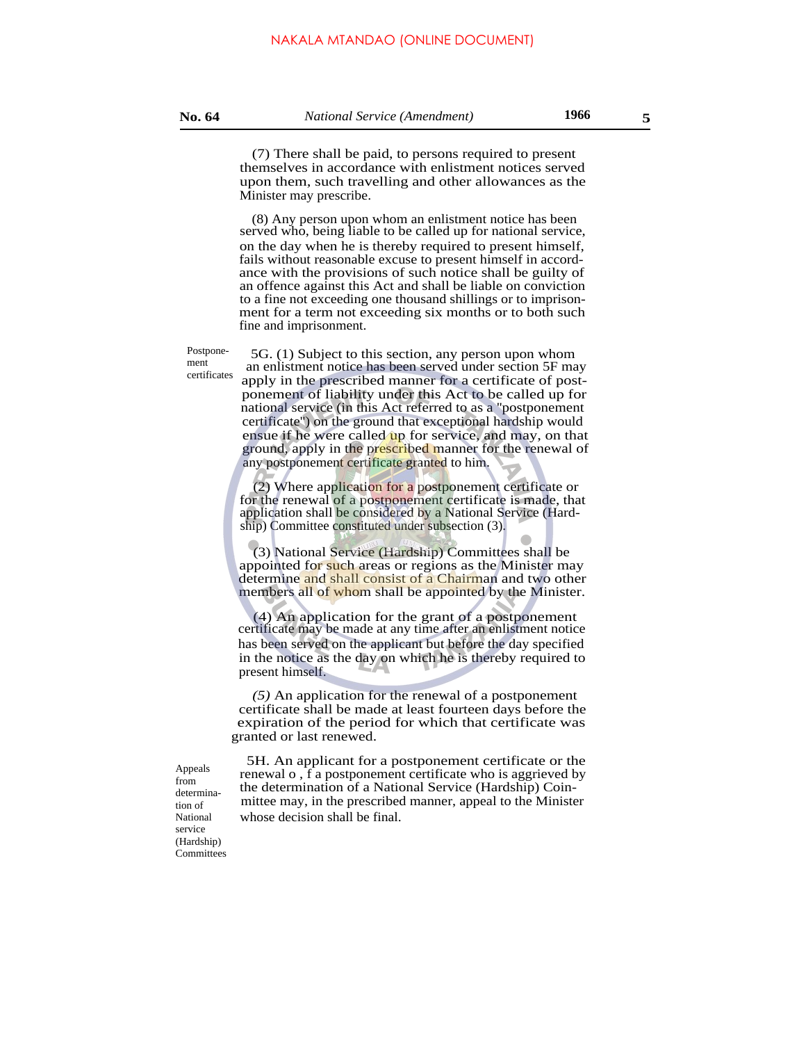(7) There shall be paid, to persons required to present themselves in accordance with enlistment notices served upon them, such travelling and other allowances as the Minister may prescribe.

(8) Any person upon whom an enlistment notice has been served who, being liable to be called up for national service, on the day when he is thereby required to present himself, fails without reasonable excuse to present himself in accordance with the provisions of such notice shall be guilty of an offence against this Act and shall be liable on conviction to a fine not exceeding one thousand shillings or to imprisonment for a term not exceeding six months or to both such fine and imprisonment.

*Postponement certificates*

5G. (1) Subject to this section, any person upon whom an enlistment notice has been served under section 5F may apply in the prescribed manner for a certificate of postponement of liability under this Act to be called up for national service (in this Act referred to as a "postponement certificate") on the ground that exceptional hardship would ensue if he were called up for service, and may, on that ground, apply in the prescribed manner for the renewal of any postponement certificate granted to him.

(2) Where application for a postponement certificate or for the renewal of a postponement certificate is made, that application shall be considered by a National Service (Hardship) Committee constituted under subsection (3).

(3) National Service (Hardship) Committees shall be appointed for such areas or regions as the Minister may determine and shall consist of a Chairman and two other members all of whom shall be appointed by the Minister.

(4) An application for the grant of a postponement certificate may be made at any time after an enlistment notice has been served on the applicant but before the day specified in the notice as the day on which he is thereby required to present himself.

*(5)* An application for the renewal of a postponement certificate shall be made at least fourteen days before the expiration of the period for which that certificate was granted or last renewed.

*Appeals from determination of National service (Hardship) Committees*

5H. An applicant for a postponement certificate or the renewal o , f a postponement certificate who is aggrieved by the determination of a National Service (Hardship) Coinmittee may, in the prescribed manner, appeal to the Minister whose decision shall be final.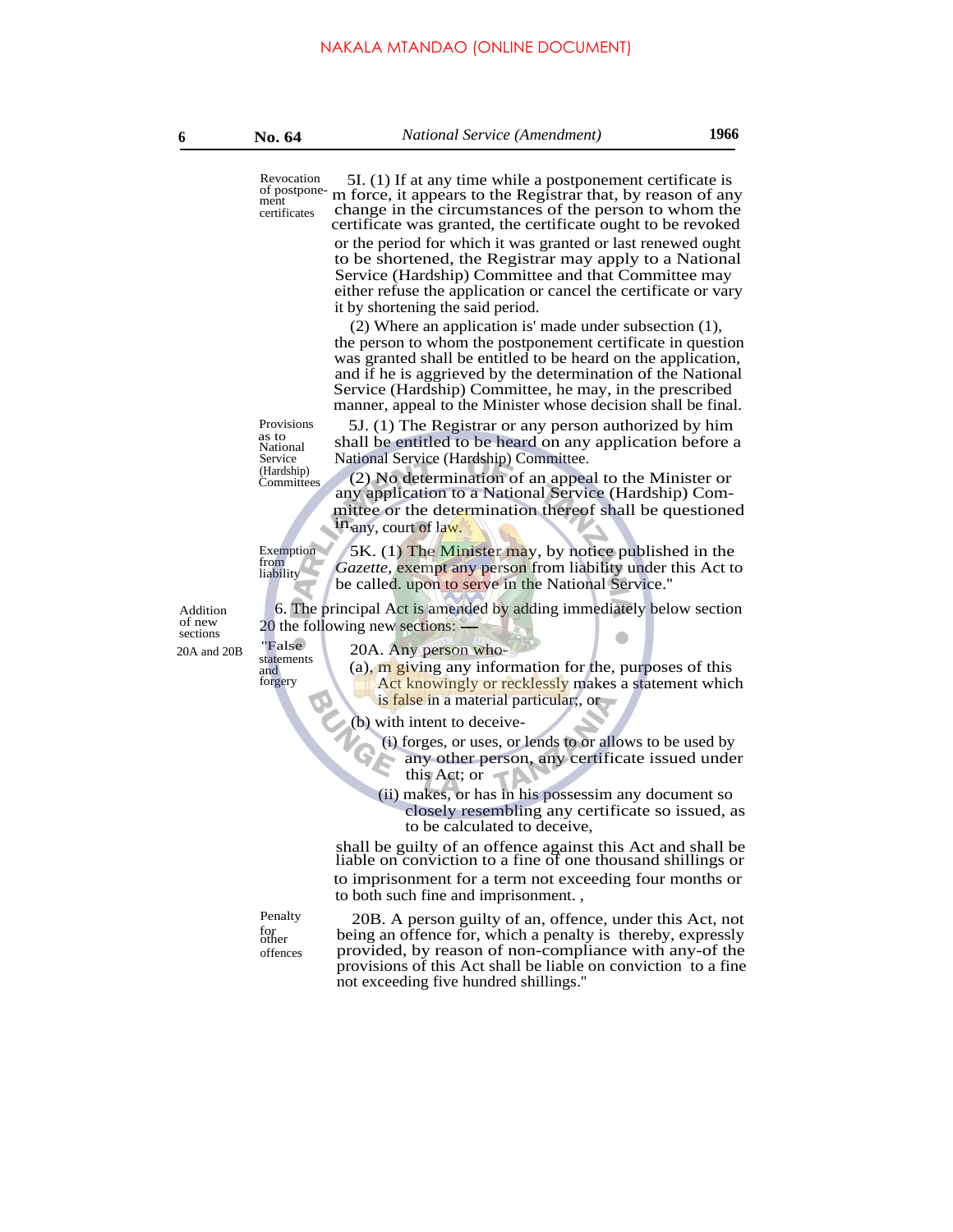**Revocation of postponement certificates**

5I. (1) If at any time while a postponement certificate is m force, it appears to the Registrar that, by reason of any change in the circumstances of the person to whom the certificate was granted, the certificate ought to be revoked or the period for which it was granted or last renewed ought to be shortened, the Registrar may apply to a National Service (Hardship) Committee and that Committee may either refuse the application or cancel the certificate or vary it by shortening the said period.

(2) Where an application is' made under subsection (1), the person to whom the postponement certificate in question was granted shall be entitled to be heard on the application, and if he is aggrieved by the determination of the National Service (Hardship) Committee, he may, in the prescribed manner, appeal to the Minister whose decision shall be final.

**Provisions as to National Service (Hardship) Committees**

5J. (1) The Registrar or any person authorized by him shall be entitled to be heard on any application before a National Service (Hardship) Committee.

(2) No determination of an appeal to the Minister or any application to a National Service (Hardship) Committee or the determination thereof shall be questioned in any, court of law.

**Exemption from liability**

5K. (1) The Minister may, by notice published in the *Gazette,* exempt any person from liability under this Act to be called. upon to serve in the National Service."

**Addition of new sections 20A and 20B**

6. The principal Act is amended by adding immediately below section 20 the following new sections: —

**"False statements and forgery**

20A. Any person who-

(a), m giving any information for the, purposes of this Act knowingly or recklessly makes a statement which is false in a material particular;, or

(b) with intent to deceive-

(i) forges, or uses, or lends to or allows to be used by any other person, any certificate issued under this Act; or

(ii) makes, or has in his possessim any document so closely resembling any certificate so issued, as to be calculated to deceive,

shall be guilty of an offence against this Act and shall be liable on conviction to a fine of one thousand shillings or to imprisonment for a term not exceeding four months or to both such fine and imprisonment. ,

**Penalty for other offences**

20B. A person guilty of an, offence, under this Act, not being an offence for, which a penalty is thereby, expressly provided, by reason of non-compliance with any-of the provisions of this Act shall be liable on conviction to a fine not exceeding five hundred shillings."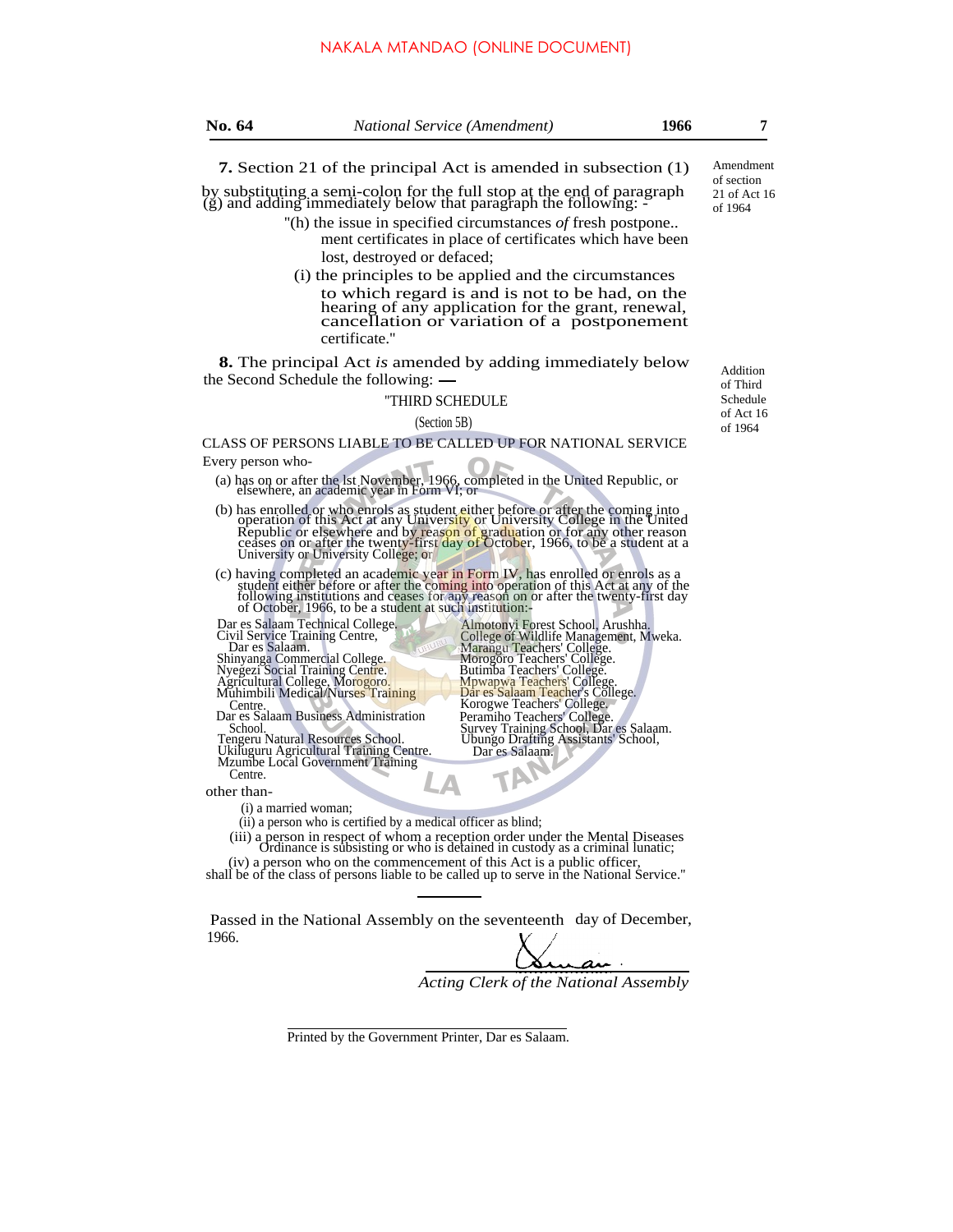**7.** Section 21 of the principal Act is amended in subsection (1) by substituting a semi-colon for the full stop at the end of paragraph (g) and adding immediately below that paragraph the following: -

Amendment of section 21 of Act 16 of 1964

"(h) the issue in specified circumstances *of* fresh postponement certificates in place of certificates which have been lost, destroyed or defaced;

(i) the principles to be applied and the circumstances to which regard is and is not to be had, on the hearing of any application for the grant, renewal, cancellation or variation of a postponement certificate."

**8.** The principal Act *is* amended by adding immediately below the Second Schedule the following: —

Addition of Third Schedule of Act 16 of 1964

"THIRD SCHEDULE

(Section 5B)

CLASS OF PERSONS LIABLE TO BE CALLED UP FOR NATIONAL SERVICE

Every person who-

(a) has on or after the lst November, 1966, completed in the United Republic, or elsewhere, an academic year in Form VI; or

(b) has enrolled or who enrols as student either before or after the coming into operation of this Act at any University or University College in the United Republic or elsewhere and by reason of graduation or for any other reason ceases on or after the twenty-first day of October, 1966, to be a student at a University or University College; or

(c) having completed an academic year in Form IV, has enrolled or enrols as a student either before or after the coming into operation of this Act at any of the following institutions and ceases for any reason on or after the twenty-first day of October, 1966, to be a student at such institution:-

Dar es Salaam Technical College.
Civil Service Training Centre, Dar es Salaam.
Shinyanga Commercial College.
Nyegezi Social Training Centre.
Agricultural College, Morogoro.
Muhimbili Medical/Nurses Training Centre.
Dar es Salaam Business Administration School.
Tengeru Natural Resources School.
Ukiluguru Agricultural Training Centre.
Mzumbe Local Government Training Centre.
Almotonyi Forest School, Arushha.
College of Wildlife Management, Mweka.
Marangu Teachers' College.
Morogoro Teachers' College.
Butimba Teachers' College.
Mpwapwa Teachers' College.
Dar es Salaam Teacher's College.
Korogwe Teachers' College.
Peramiho Teachers' College.
Survey Training School, Dar es Salaam.
Ubungo Drafting Assistants' School, Dar es Salaam.

other than-

(i) a married woman;

(ii) a person who is certified by a medical officer as blind;

(iii) a person in respect of whom a reception order under the Mental Diseases Ordinance is subsisting or who is detained in custody as a criminal lunatic;

(iv) a person who on the commencement of this Act is a public officer,

shall be of the class of persons liable to be called up to serve in the National Service."

---

Passed in the National Assembly on the seventeenth day of December, 1966.

*Acting Clerk of the National Assembly*

Printed by the Government Printer, Dar es Salaam.